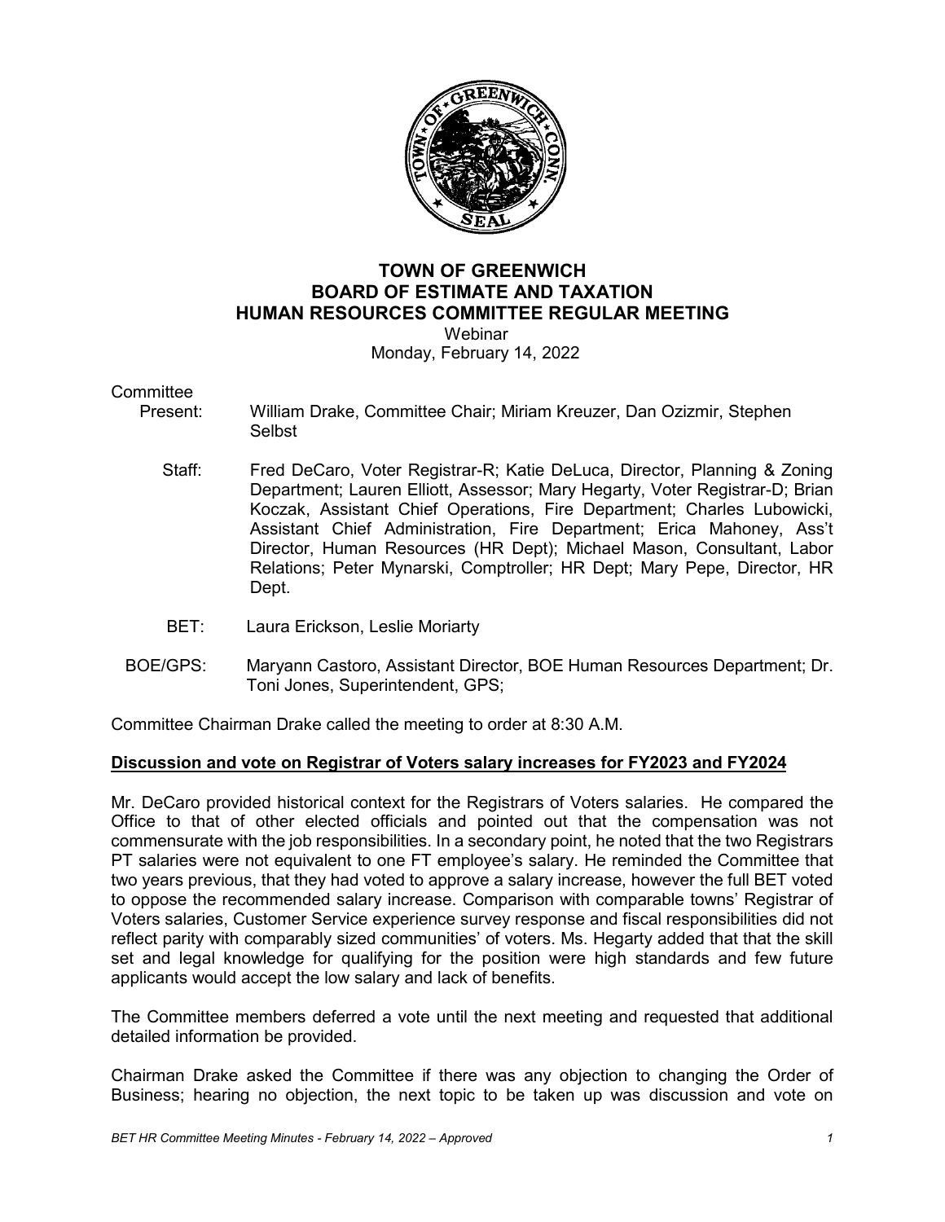# TOWN OF GREENWICH
# BOARD OF ESTIMATE AND TAXATION
# HUMAN RESOURCES COMMITTEE REGULAR MEETING

Webinar
Monday, February 14, 2022

Committee
Present: William Drake, Committee Chair; Miriam Kreuzer, Dan Ozizmir, Stephen Selbst

Staff: Fred DeCaro, Voter Registrar-R; Katie DeLuca, Director, Planning & Zoning Department; Lauren Elliott, Assessor; Mary Hegarty, Voter Registrar-D; Brian Koczak, Assistant Chief Operations, Fire Department; Charles Lubowicki, Assistant Chief Administration, Fire Department; Erica Mahoney, Ass't Director, Human Resources (HR Dept); Michael Mason, Consultant, Labor Relations; Peter Mynarski, Comptroller; HR Dept; Mary Pepe, Director, HR Dept.

BET: Laura Erickson, Leslie Moriarty

BOE/GPS: Maryann Castoro, Assistant Director, BOE Human Resources Department; Dr. Toni Jones, Superintendent, GPS;

Committee Chairman Drake called the meeting to order at 8:30 A.M.

**Discussion and vote on Registrar of Voters salary increases for FY2023 and FY2024**

Mr. DeCaro provided historical context for the Registrars of Voters salaries. He compared the Office to that of other elected officials and pointed out that the compensation was not commensurate with the job responsibilities. In a secondary point, he noted that the two Registrars PT salaries were not equivalent to one FT employee's salary. He reminded the Committee that two years previous, that they had voted to approve a salary increase, however the full BET voted to oppose the recommended salary increase. Comparison with comparable towns' Registrar of Voters salaries, Customer Service experience survey response and fiscal responsibilities did not reflect parity with comparably sized communities' of voters. Ms. Hegarty added that that the skill set and legal knowledge for qualifying for the position were high standards and few future applicants would accept the low salary and lack of benefits.

The Committee members deferred a vote until the next meeting and requested that additional detailed information be provided.

Chairman Drake asked the Committee if there was any objection to changing the Order of Business; hearing no objection, the next topic to be taken up was discussion and vote on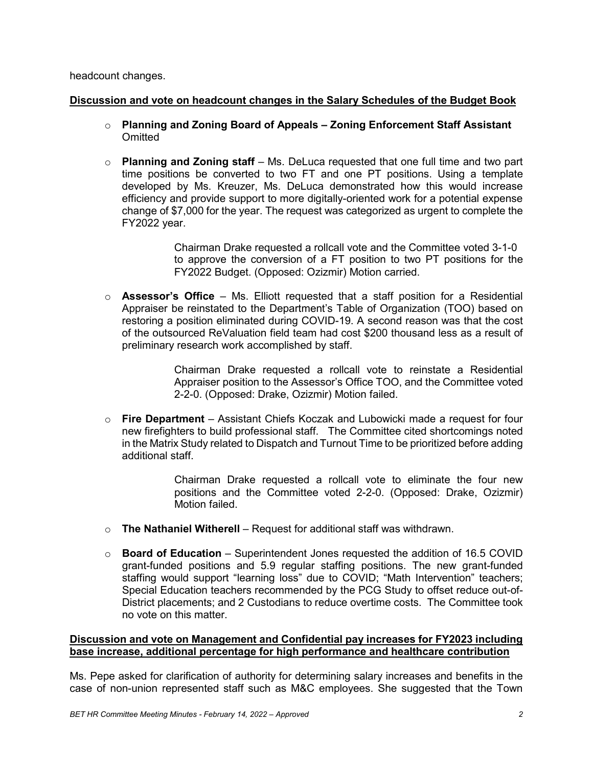headcount changes.

**Discussion and vote on headcount changes in the Salary Schedules of the Budget Book**

- **Planning and Zoning Board of Appeals – Zoning Enforcement Staff Assistant** Omitted

- **Planning and Zoning staff** – Ms. DeLuca requested that one full time and two part time positions be converted to two FT and one PT positions. Using a template developed by Ms. Kreuzer, Ms. DeLuca demonstrated how this would increase efficiency and provide support to more digitally-oriented work for a potential expense change of $7,000 for the year. The request was categorized as urgent to complete the FY2022 year.

  Chairman Drake requested a rollcall vote and the Committee voted 3-1-0 to approve the conversion of a FT position to two PT positions for the FY2022 Budget. (Opposed: Ozizmir) Motion carried.

- **Assessor's Office** – Ms. Elliott requested that a staff position for a Residential Appraiser be reinstated to the Department's Table of Organization (TOO) based on restoring a position eliminated during COVID-19. A second reason was that the cost of the outsourced ReValuation field team had cost $200 thousand less as a result of preliminary research work accomplished by staff.

  Chairman Drake requested a rollcall vote to reinstate a Residential Appraiser position to the Assessor's Office TOO, and the Committee voted 2-2-0. (Opposed: Drake, Ozizmir) Motion failed.

- **Fire Department** – Assistant Chiefs Koczak and Lubowicki made a request for four new firefighters to build professional staff. The Committee cited shortcomings noted in the Matrix Study related to Dispatch and Turnout Time to be prioritized before adding additional staff.

  Chairman Drake requested a rollcall vote to eliminate the four new positions and the Committee voted 2-2-0. (Opposed: Drake, Ozizmir) Motion failed.

- **The Nathaniel Witherell** – Request for additional staff was withdrawn.

- **Board of Education** – Superintendent Jones requested the addition of 16.5 COVID grant-funded positions and 5.9 regular staffing positions. The new grant-funded staffing would support "learning loss" due to COVID; "Math Intervention" teachers; Special Education teachers recommended by the PCG Study to offset reduce out-of-District placements; and 2 Custodians to reduce overtime costs. The Committee took no vote on this matter.

**Discussion and vote on Management and Confidential pay increases for FY2023 including base increase, additional percentage for high performance and healthcare contribution**

Ms. Pepe asked for clarification of authority for determining salary increases and benefits in the case of non-union represented staff such as M&C employees. She suggested that the Town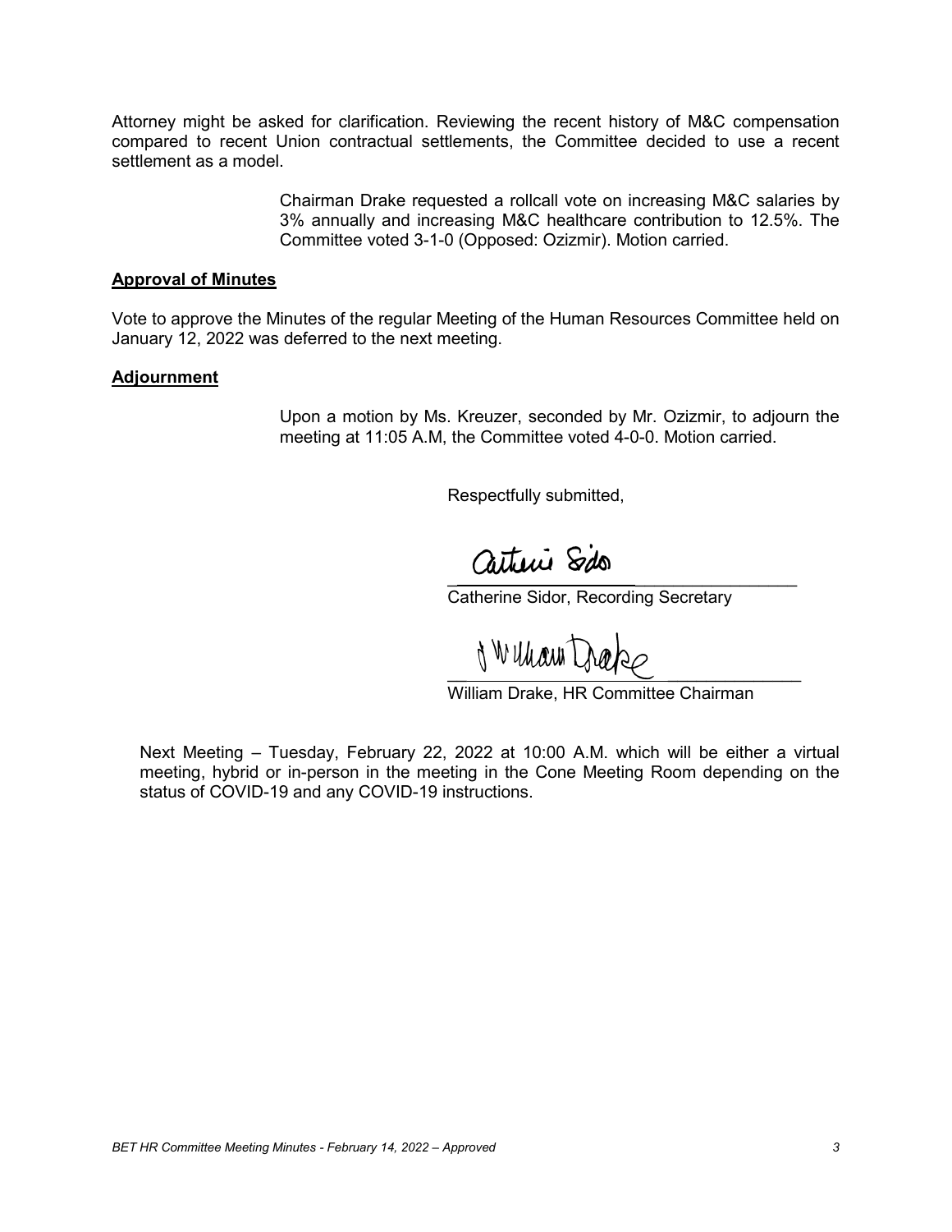Attorney might be asked for clarification. Reviewing the recent history of M&C compensation compared to recent Union contractual settlements, the Committee decided to use a recent settlement as a model.

> Chairman Drake requested a rollcall vote on increasing M&C salaries by 3% annually and increasing M&C healthcare contribution to 12.5%. The Committee voted 3-1-0 (Opposed: Ozizmir). Motion carried.

**Approval of Minutes**

Vote to approve the Minutes of the regular Meeting of the Human Resources Committee held on January 12, 2022 was deferred to the next meeting.

**Adjournment**

> Upon a motion by Ms. Kreuzer, seconded by Mr. Ozizmir, to adjourn the meeting at 11:05 A.M, the Committee voted 4-0-0. Motion carried.

Respectfully submitted,

Catherine Sidor, Recording Secretary

William Drake, HR Committee Chairman

Next Meeting – Tuesday, February 22, 2022 at 10:00 A.M. which will be either a virtual meeting, hybrid or in-person in the meeting in the Cone Meeting Room depending on the status of COVID-19 and any COVID-19 instructions.